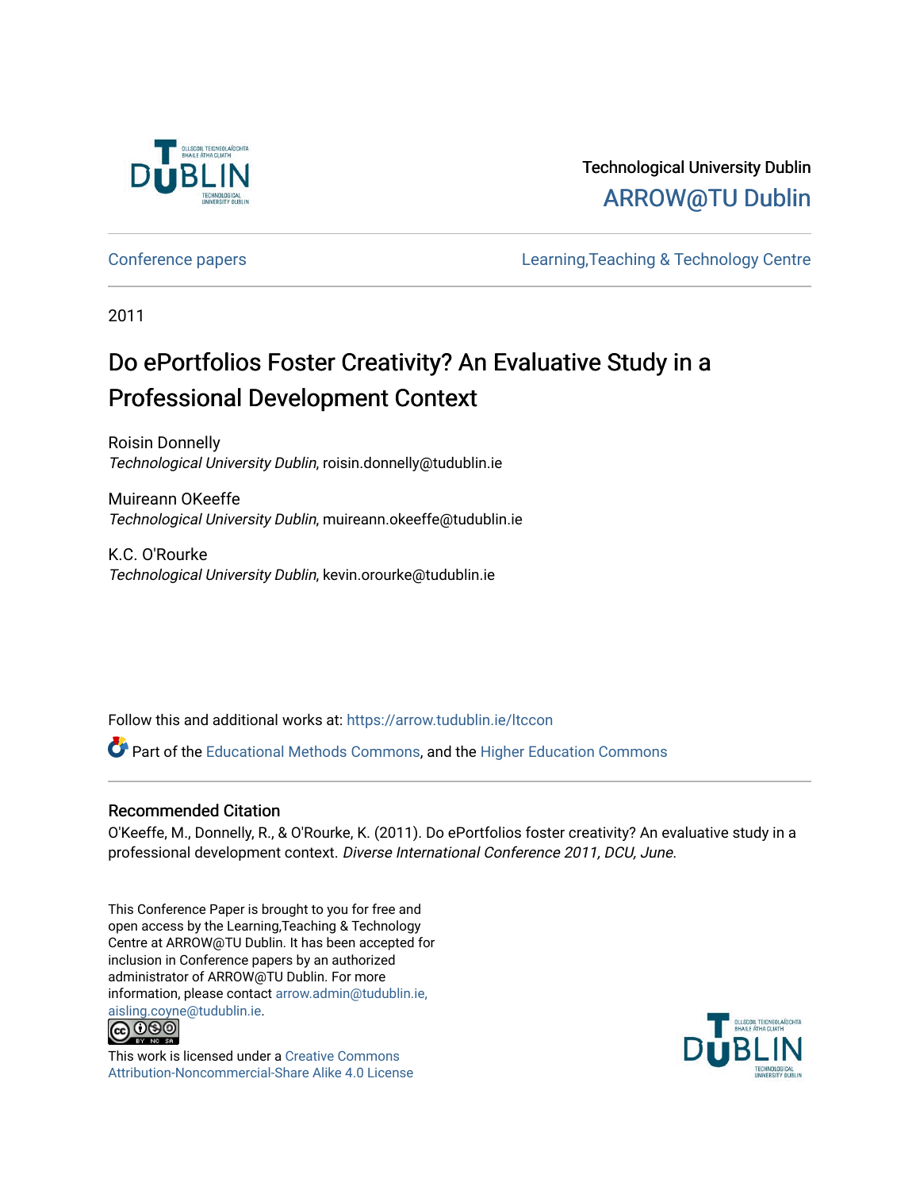Technological University Dublin

ARROW@TU Dublin

Conference papers

Learning,Teaching & Technology Centre

2011

# Do ePortfolios Foster Creativity? An Evaluative Study in a Professional Development Context

Roisin Donnelly
*Technological University Dublin*, roisin.donnelly@tudublin.ie

Muireann OKeeffe
*Technological University Dublin*, muireann.okeeffe@tudublin.ie

K.C. O'Rourke
*Technological University Dublin*, kevin.orourke@tudublin.ie

Follow this and additional works at: https://arrow.tudublin.ie/ltccon

Part of the Educational Methods Commons, and the Higher Education Commons

## Recommended Citation

O'Keeffe, M., Donnelly, R., & O'Rourke, K. (2011). Do ePortfolios foster creativity? An evaluative study in a professional development context. *Diverse International Conference 2011, DCU, June.*

This Conference Paper is brought to you for free and open access by the Learning,Teaching & Technology Centre at ARROW@TU Dublin. It has been accepted for inclusion in Conference papers by an authorized administrator of ARROW@TU Dublin. For more information, please contact arrow.admin@tudublin.ie, aisling.coyne@tudublin.ie.

This work is licensed under a Creative Commons Attribution-Noncommercial-Share Alike 4.0 License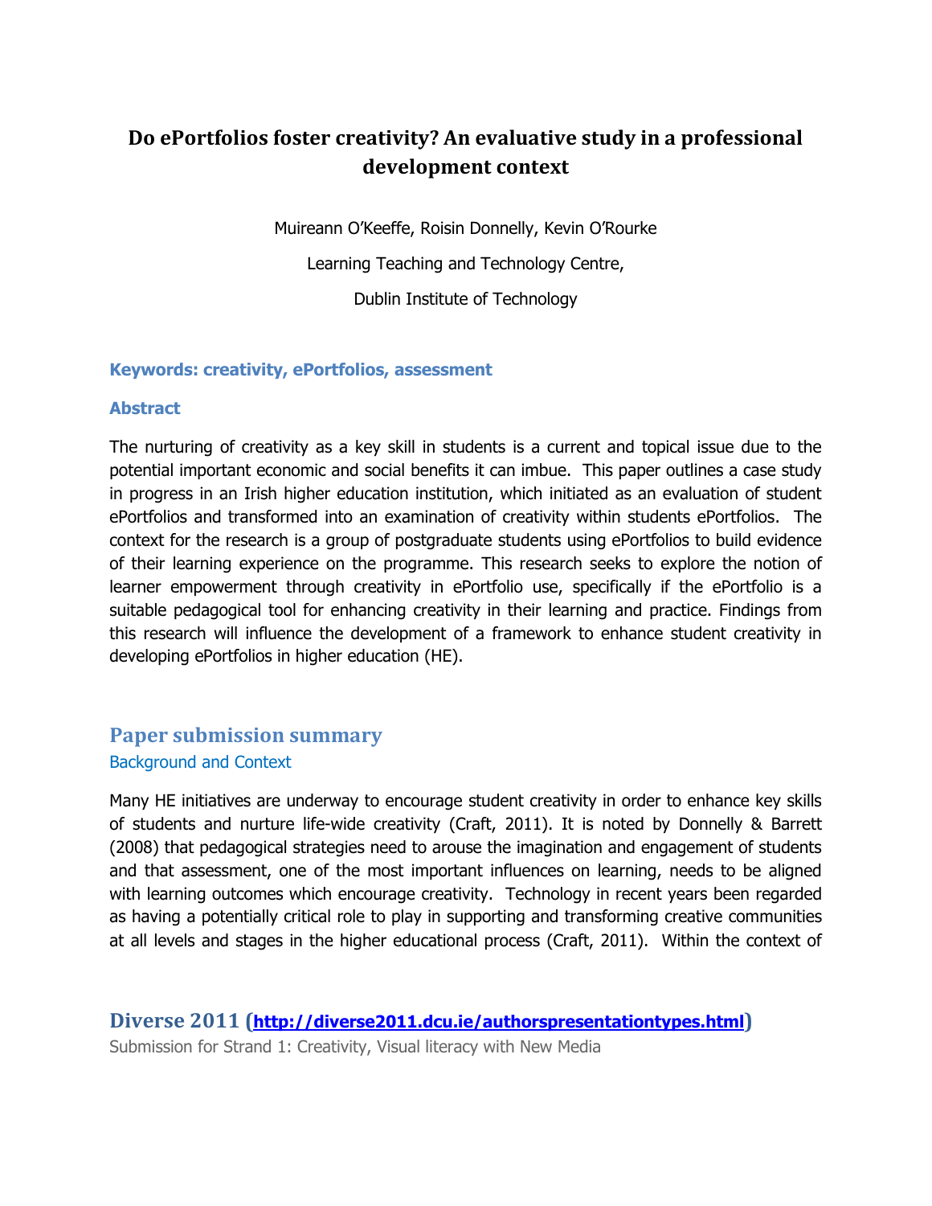# Do ePortfolios foster creativity? An evaluative study in a professional development context

Muireann O'Keeffe, Roisin Donnelly, Kevin O'Rourke

Learning Teaching and Technology Centre,

Dublin Institute of Technology

**Keywords: creativity, ePortfolios, assessment**

**Abstract**

The nurturing of creativity as a key skill in students is a current and topical issue due to the potential important economic and social benefits it can imbue. This paper outlines a case study in progress in an Irish higher education institution, which initiated as an evaluation of student ePortfolios and transformed into an examination of creativity within students ePortfolios. The context for the research is a group of postgraduate students using ePortfolios to build evidence of their learning experience on the programme. This research seeks to explore the notion of learner empowerment through creativity in ePortfolio use, specifically if the ePortfolio is a suitable pedagogical tool for enhancing creativity in their learning and practice. Findings from this research will influence the development of a framework to enhance student creativity in developing ePortfolios in higher education (HE).

## Paper submission summary

### Background and Context

Many HE initiatives are underway to encourage student creativity in order to enhance key skills of students and nurture life-wide creativity (Craft, 2011). It is noted by Donnelly & Barrett (2008) that pedagogical strategies need to arouse the imagination and engagement of students and that assessment, one of the most important influences on learning, needs to be aligned with learning outcomes which encourage creativity. Technology in recent years been regarded as having a potentially critical role to play in supporting and transforming creative communities at all levels and stages in the higher educational process (Craft, 2011). Within the context of

**Diverse 2011 (http://diverse2011.dcu.ie/authorspresentationtypes.html)**

Submission for Strand 1: Creativity, Visual literacy with New Media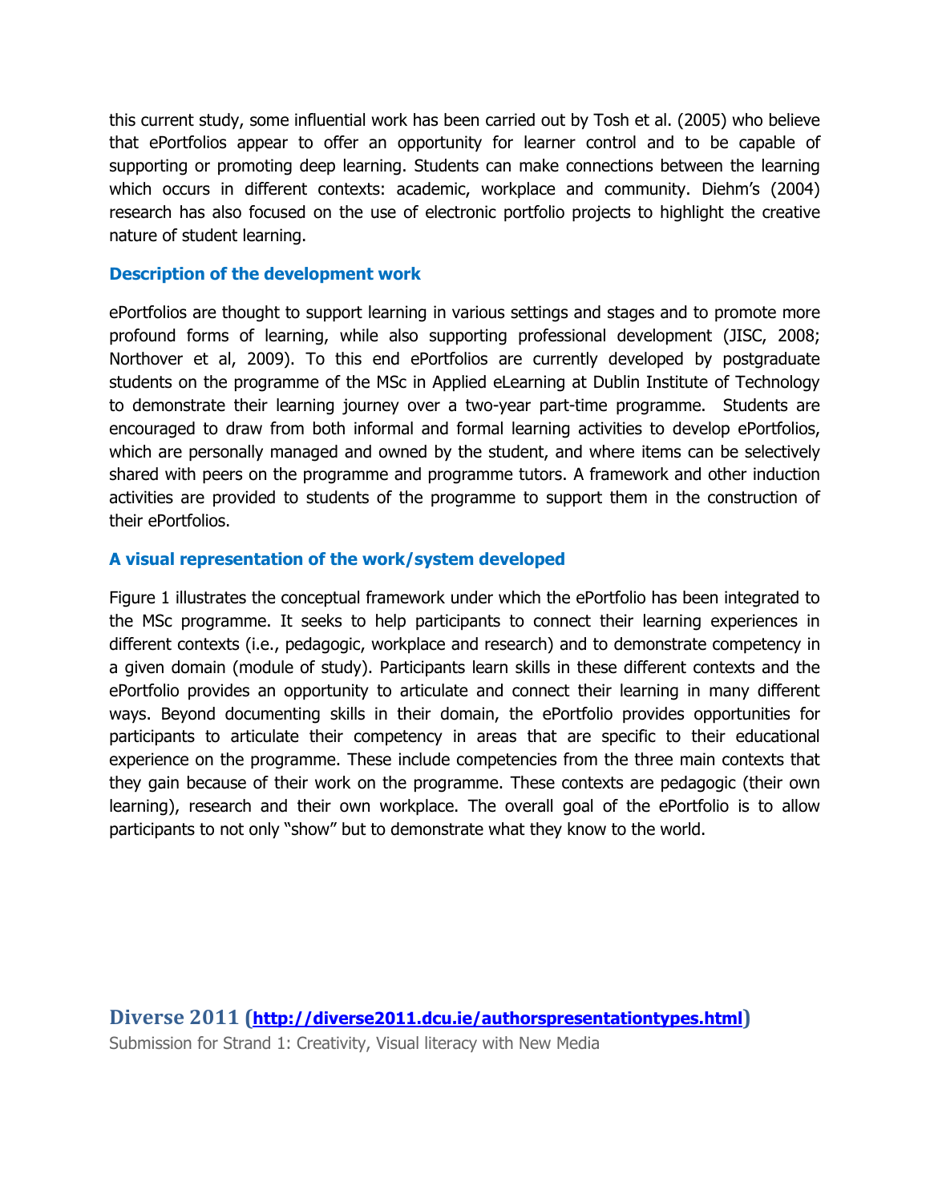this current study, some influential work has been carried out by Tosh et al. (2005) who believe that ePortfolios appear to offer an opportunity for learner control and to be capable of supporting or promoting deep learning. Students can make connections between the learning which occurs in different contexts: academic, workplace and community. Diehm's (2004) research has also focused on the use of electronic portfolio projects to highlight the creative nature of student learning.

### Description of the development work

ePortfolios are thought to support learning in various settings and stages and to promote more profound forms of learning, while also supporting professional development (JISC, 2008; Northover et al, 2009). To this end ePortfolios are currently developed by postgraduate students on the programme of the MSc in Applied eLearning at Dublin Institute of Technology to demonstrate their learning journey over a two-year part-time programme. Students are encouraged to draw from both informal and formal learning activities to develop ePortfolios, which are personally managed and owned by the student, and where items can be selectively shared with peers on the programme and programme tutors. A framework and other induction activities are provided to students of the programme to support them in the construction of their ePortfolios.

### A visual representation of the work/system developed

Figure 1 illustrates the conceptual framework under which the ePortfolio has been integrated to the MSc programme. It seeks to help participants to connect their learning experiences in different contexts (i.e., pedagogic, workplace and research) and to demonstrate competency in a given domain (module of study). Participants learn skills in these different contexts and the ePortfolio provides an opportunity to articulate and connect their learning in many different ways. Beyond documenting skills in their domain, the ePortfolio provides opportunities for participants to articulate their competency in areas that are specific to their educational experience on the programme. These include competencies from the three main contexts that they gain because of their work on the programme. These contexts are pedagogic (their own learning), research and their own workplace. The overall goal of the ePortfolio is to allow participants to not only "show" but to demonstrate what they know to the world.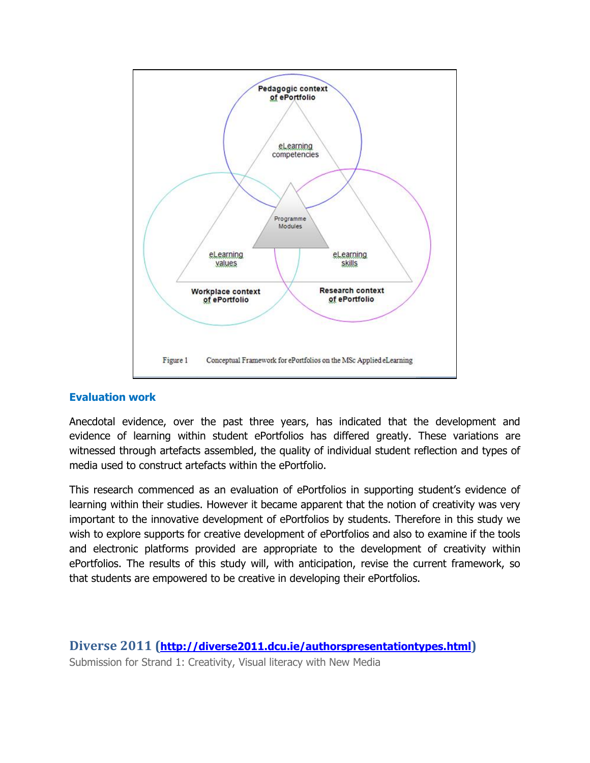Figure 1 Conceptual Framework for ePortfolios on the MSc Applied eLearning

### Evaluation work

Anecdotal evidence, over the past three years, has indicated that the development and evidence of learning within student ePortfolios has differed greatly. These variations are witnessed through artefacts assembled, the quality of individual student reflection and types of media used to construct artefacts within the ePortfolio.

This research commenced as an evaluation of ePortfolios in supporting student's evidence of learning within their studies. However it became apparent that the notion of creativity was very important to the innovative development of ePortfolios by students. Therefore in this study we wish to explore supports for creative development of ePortfolios and also to examine if the tools and electronic platforms provided are appropriate to the development of creativity within ePortfolios. The results of this study will, with anticipation, revise the current framework, so that students are empowered to be creative in developing their ePortfolios.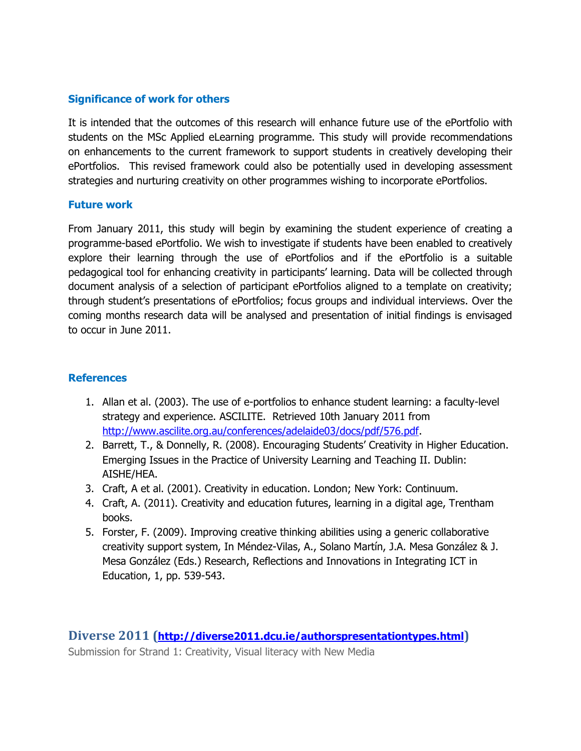### Significance of work for others

It is intended that the outcomes of this research will enhance future use of the ePortfolio with students on the MSc Applied eLearning programme. This study will provide recommendations on enhancements to the current framework to support students in creatively developing their ePortfolios. This revised framework could also be potentially used in developing assessment strategies and nurturing creativity on other programmes wishing to incorporate ePortfolios.

### Future work

From January 2011, this study will begin by examining the student experience of creating a programme-based ePortfolio. We wish to investigate if students have been enabled to creatively explore their learning through the use of ePortfolios and if the ePortfolio is a suitable pedagogical tool for enhancing creativity in participants' learning. Data will be collected through document analysis of a selection of participant ePortfolios aligned to a template on creativity; through student's presentations of ePortfolios; focus groups and individual interviews. Over the coming months research data will be analysed and presentation of initial findings is envisaged to occur in June 2011.

### References

1. Allan et al. (2003). The use of e-portfolios to enhance student learning: a faculty-level strategy and experience. ASCILITE. Retrieved 10th January 2011 from http://www.ascilite.org.au/conferences/adelaide03/docs/pdf/576.pdf.
2. Barrett, T., & Donnelly, R. (2008). Encouraging Students' Creativity in Higher Education. Emerging Issues in the Practice of University Learning and Teaching II. Dublin: AISHE/HEA.
3. Craft, A et al. (2001). Creativity in education. London; New York: Continuum.
4. Craft, A. (2011). Creativity and education futures, learning in a digital age, Trentham books.
5. Forster, F. (2009). Improving creative thinking abilities using a generic collaborative creativity support system, In Méndez-Vilas, A., Solano Martín, J.A. Mesa González & J. Mesa González (Eds.) Research, Reflections and Innovations in Integrating ICT in Education, 1, pp. 539-543.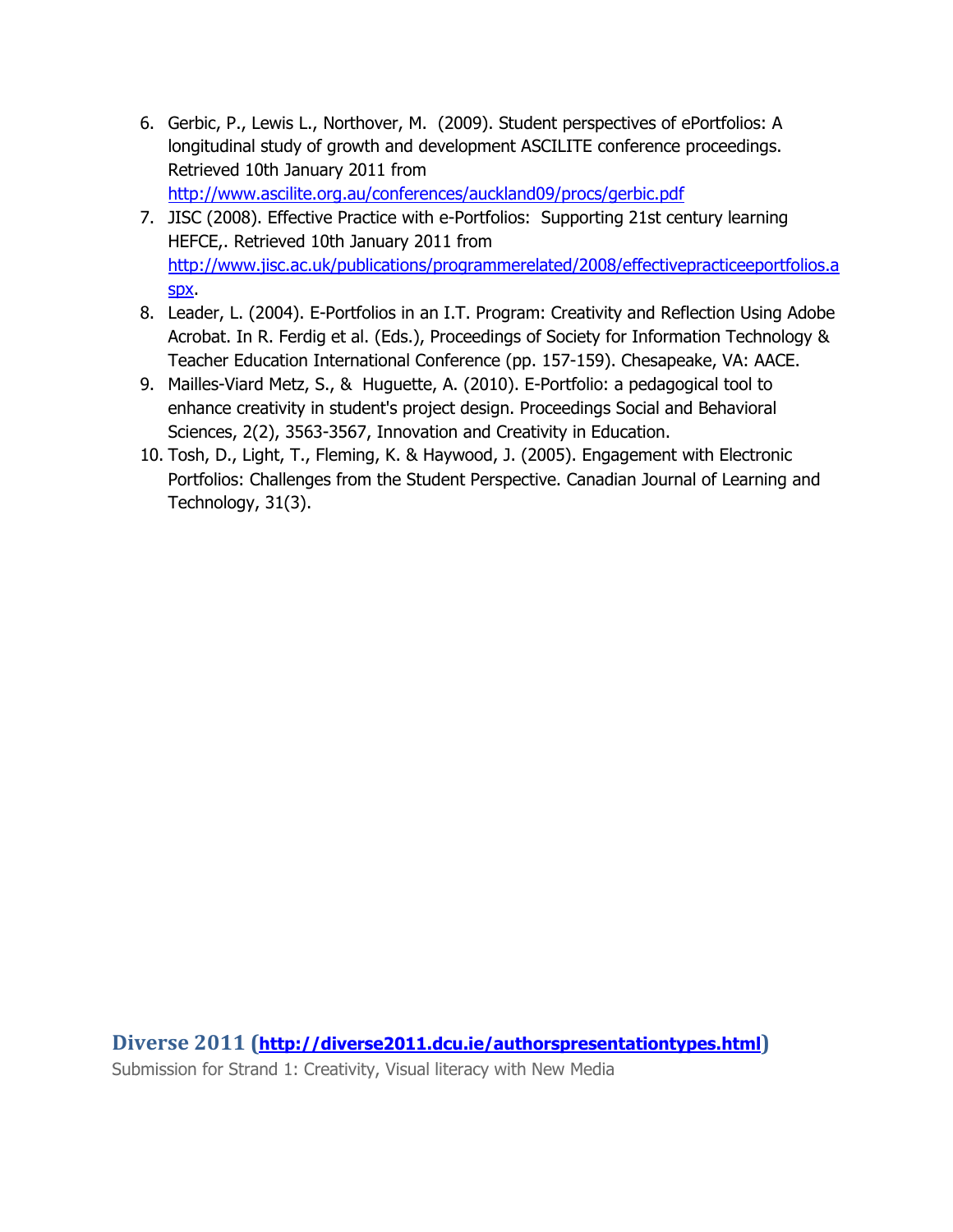6. Gerbic, P., Lewis L., Northover, M. (2009). Student perspectives of ePortfolios: A longitudinal study of growth and development ASCILITE conference proceedings. Retrieved 10th January 2011 from http://www.ascilite.org.au/conferences/auckland09/procs/gerbic.pdf
7. JISC (2008). Effective Practice with e-Portfolios: Supporting 21st century learning HEFCE,. Retrieved 10th January 2011 from http://www.jisc.ac.uk/publications/programmerelated/2008/effectivepracticeeportfolios.aspx.
8. Leader, L. (2004). E-Portfolios in an I.T. Program: Creativity and Reflection Using Adobe Acrobat. In R. Ferdig et al. (Eds.), Proceedings of Society for Information Technology & Teacher Education International Conference (pp. 157-159). Chesapeake, VA: AACE.
9. Mailles-Viard Metz, S., & Huguette, A. (2010). E-Portfolio: a pedagogical tool to enhance creativity in student's project design. Proceedings Social and Behavioral Sciences, 2(2), 3563-3567, Innovation and Creativity in Education.
10. Tosh, D., Light, T., Fleming, K. & Haywood, J. (2005). Engagement with Electronic Portfolios: Challenges from the Student Perspective. Canadian Journal of Learning and Technology, 31(3).